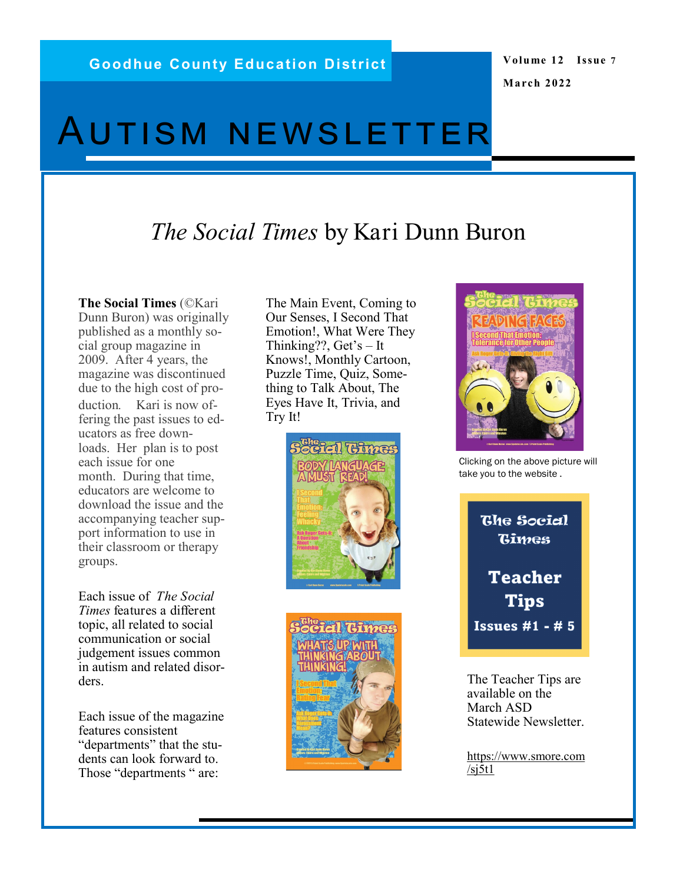Goodhue County Education District

Volume 12 Issue 7

March 2022

# Autism Newsletter

## *The Social Times* by Kari Dunn Buron

**The Social Times** (©Kari Dunn Buron) was originally published as a monthly social group magazine in 2009. After 4 years, the magazine was discontinued due to the high cost of production. Kari is now offering the past issues to educators as free downloads. Her plan is to post each issue for one month. During that time, educators are welcome to download the issue and the accompanying teacher support information to use in their classroom or therapy groups.

Each issue of *The Social Times* features a different topic, all related to social communication or social judgement issues common in autism and related disorders.

Each issue of the magazine features consistent "departments" that the students can look forward to. Those "departments " are: The Main Event, Coming to Our Senses, I Second That Emotion!, What Were They Thinking??, Get's – It Knows!, Monthly Cartoon, Puzzle Time, Quiz, Something to Talk About, The Eyes Have It, Trivia, and Try It!

Clicking on the above picture will take you to the website .

The Social Times

Teacher Tips

Issues #1 - # 5

The Teacher Tips are available on the March ASD Statewide Newsletter.

https://www.smore.com/sj5t1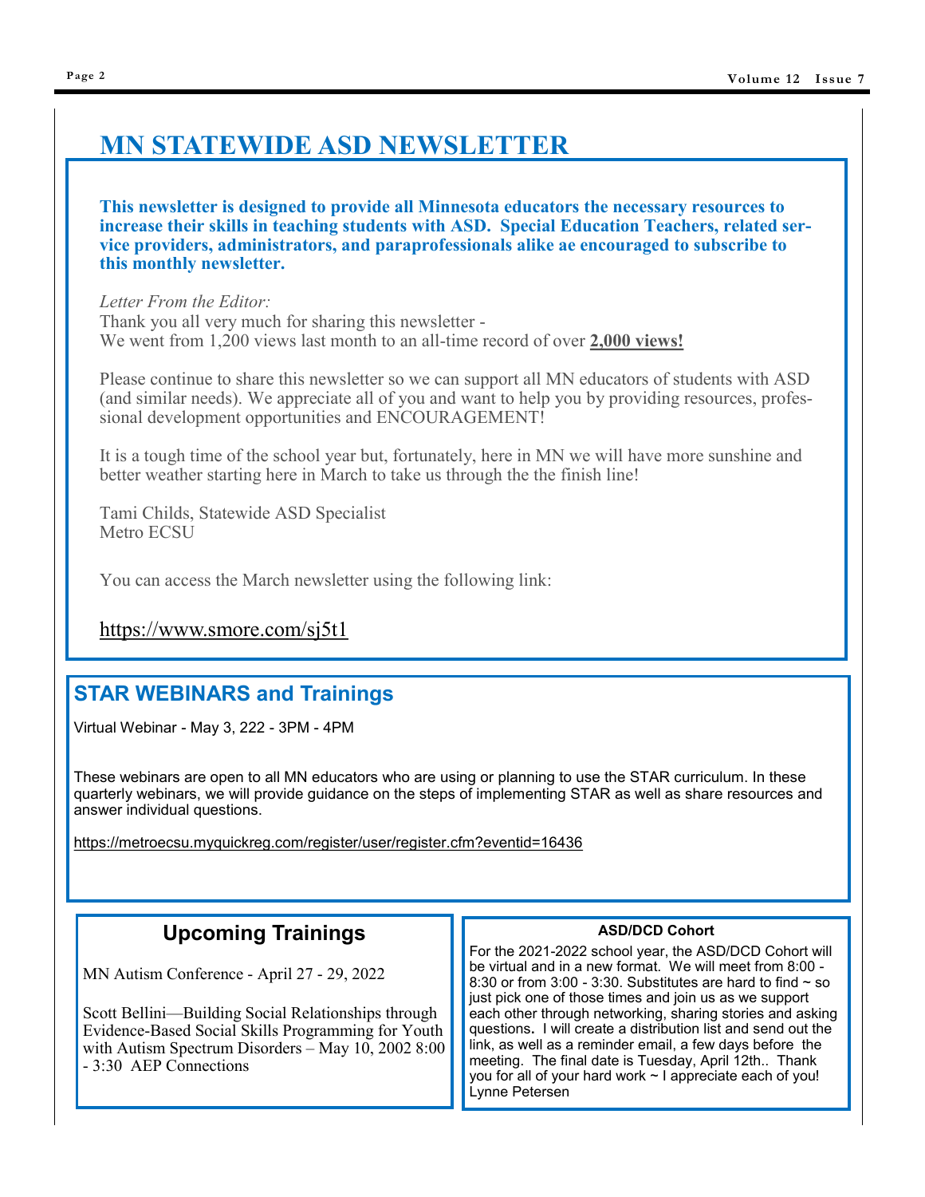# MN STATEWIDE ASD NEWSLETTER

**This newsletter is designed to provide all Minnesota educators the necessary resources to increase their skills in teaching students with ASD. Special Education Teachers, related service providers, administrators, and paraprofessionals alike ae encouraged to subscribe to this monthly newsletter.**

*Letter From the Editor:*
Thank you all very much for sharing this newsletter -
We went from 1,200 views last month to an all-time record of over **2,000 views!**

Please continue to share this newsletter so we can support all MN educators of students with ASD (and similar needs). We appreciate all of you and want to help you by providing resources, professional development opportunities and ENCOURAGEMENT!

It is a tough time of the school year but, fortunately, here in MN we will have more sunshine and better weather starting here in March to take us through the the finish line!

Tami Childs, Statewide ASD Specialist
Metro ECSU

You can access the March newsletter using the following link:

https://www.smore.com/sj5t1

## STAR WEBINARS and Trainings

Virtual Webinar - May 3, 222 - 3PM - 4PM

These webinars are open to all MN educators who are using or planning to use the STAR curriculum. In these quarterly webinars, we will provide guidance on the steps of implementing STAR as well as share resources and answer individual questions.

https://metroecsu.myquickreg.com/register/user/register.cfm?eventid=16436

## Upcoming Trainings

MN Autism Conference - April 27 - 29, 2022

Scott Bellini—Building Social Relationships through Evidence-Based Social Skills Programming for Youth with Autism Spectrum Disorders – May 10, 2002 8:00 - 3:30 AEP Connections

### ASD/DCD Cohort

For the 2021-2022 school year, the ASD/DCD Cohort will be virtual and in a new format. We will meet from 8:00 - 8:30 or from 3:00 - 3:30. Substitutes are hard to find ~ so just pick one of those times and join us as we support each other through networking, sharing stories and asking questions. I will create a distribution list and send out the link, as well as a reminder email, a few days before the meeting. The final date is Tuesday, April 12th.. Thank you for all of your hard work ~ I appreciate each of you!
Lynne Petersen